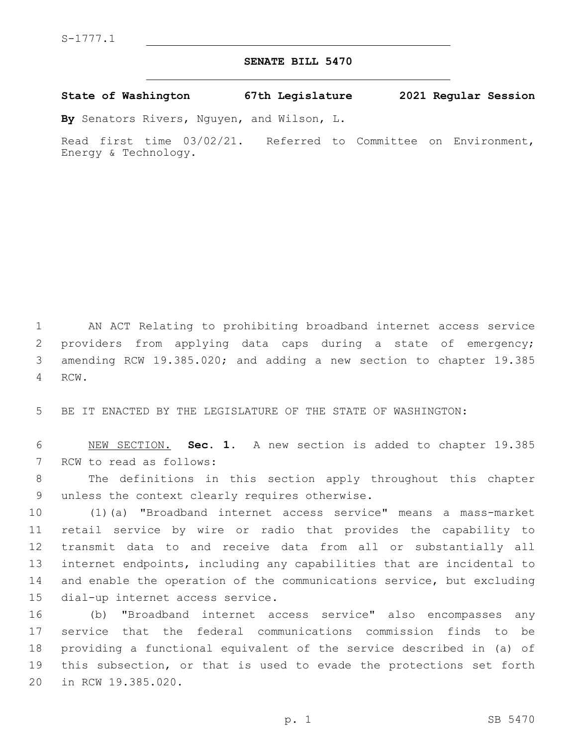S-1777.1

# SENATE BILL 5470

**State of Washington 67th Legislature 2021 Regular Session**

**By** Senators Rivers, Nguyen, and Wilson, L.

Read first time 03/02/21. Referred to Committee on Environment, Energy & Technology.

AN ACT Relating to prohibiting broadband internet access service providers from applying data caps during a state of emergency; amending RCW 19.385.020; and adding a new section to chapter 19.385 RCW.

BE IT ENACTED BY THE LEGISLATURE OF THE STATE OF WASHINGTON:

NEW SECTION. **Sec. 1.** A new section is added to chapter 19.385 RCW to read as follows:

The definitions in this section apply throughout this chapter unless the context clearly requires otherwise.

(1)(a) "Broadband internet access service" means a mass-market retail service by wire or radio that provides the capability to transmit data to and receive data from all or substantially all internet endpoints, including any capabilities that are incidental to and enable the operation of the communications service, but excluding dial-up internet access service.

(b) "Broadband internet access service" also encompasses any service that the federal communications commission finds to be providing a functional equivalent of the service described in (a) of this subsection, or that is used to evade the protections set forth in RCW 19.385.020.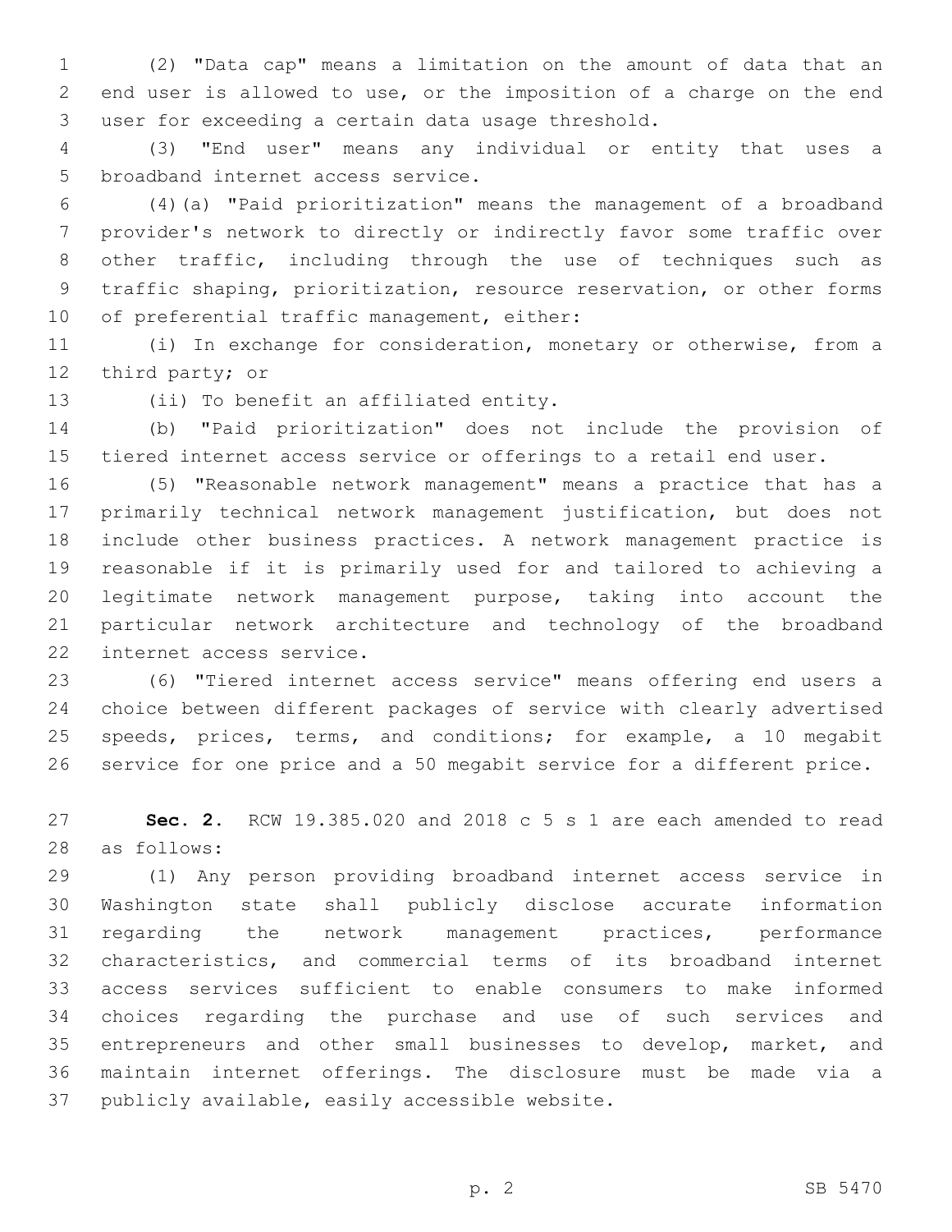(2) "Data cap" means a limitation on the amount of data that an end user is allowed to use, or the imposition of a charge on the end user for exceeding a certain data usage threshold.

(3) "End user" means any individual or entity that uses a broadband internet access service.

(4)(a) "Paid prioritization" means the management of a broadband provider's network to directly or indirectly favor some traffic over other traffic, including through the use of techniques such as traffic shaping, prioritization, resource reservation, or other forms of preferential traffic management, either:

(i) In exchange for consideration, monetary or otherwise, from a third party; or

(ii) To benefit an affiliated entity.

(b) "Paid prioritization" does not include the provision of tiered internet access service or offerings to a retail end user.

(5) "Reasonable network management" means a practice that has a primarily technical network management justification, but does not include other business practices. A network management practice is reasonable if it is primarily used for and tailored to achieving a legitimate network management purpose, taking into account the particular network architecture and technology of the broadband internet access service.

(6) "Tiered internet access service" means offering end users a choice between different packages of service with clearly advertised speeds, prices, terms, and conditions; for example, a 10 megabit service for one price and a 50 megabit service for a different price.

**Sec. 2.** RCW 19.385.020 and 2018 c 5 s 1 are each amended to read as follows:

(1) Any person providing broadband internet access service in Washington state shall publicly disclose accurate information regarding the network management practices, performance characteristics, and commercial terms of its broadband internet access services sufficient to enable consumers to make informed choices regarding the purchase and use of such services and entrepreneurs and other small businesses to develop, market, and maintain internet offerings. The disclosure must be made via a publicly available, easily accessible website.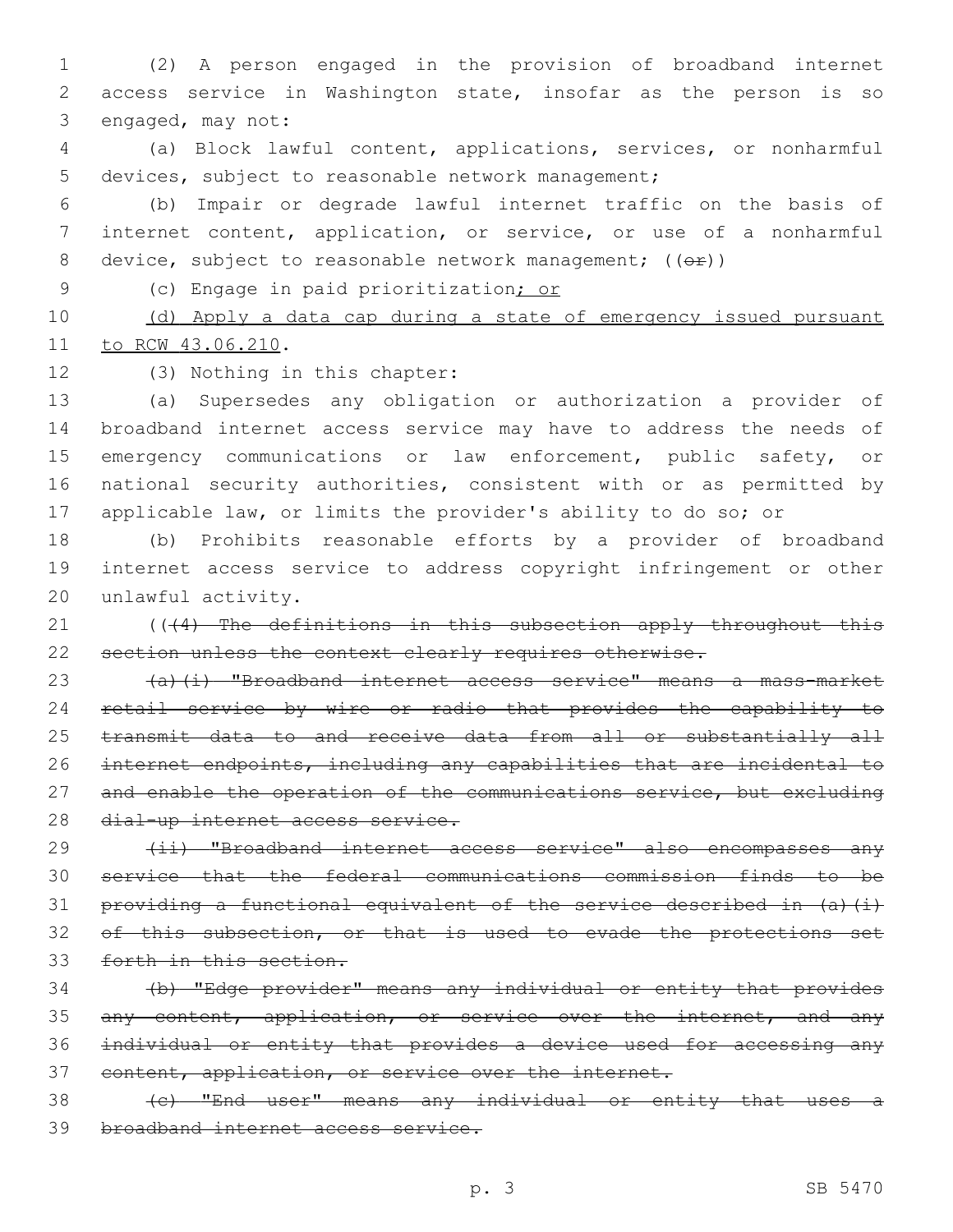(2) A person engaged in the provision of broadband internet access service in Washington state, insofar as the person is so engaged, may not:

(a) Block lawful content, applications, services, or nonharmful devices, subject to reasonable network management;

(b) Impair or degrade lawful internet traffic on the basis of internet content, application, or service, or use of a nonharmful device, subject to reasonable network management; ((~~or~~))

(c) Engage in paid prioritization<u>; or</u>

<u>(d) Apply a data cap during a state of emergency issued pursuant to RCW 43.06.210</u>.

(3) Nothing in this chapter:

(a) Supersedes any obligation or authorization a provider of broadband internet access service may have to address the needs of emergency communications or law enforcement, public safety, or national security authorities, consistent with or as permitted by applicable law, or limits the provider's ability to do so; or

(b) Prohibits reasonable efforts by a provider of broadband internet access service to address copyright infringement or other unlawful activity.

((~~(4) The definitions in this subsection apply throughout this section unless the context clearly requires otherwise.~~

~~(a)(i) "Broadband internet access service" means a mass-market retail service by wire or radio that provides the capability to transmit data to and receive data from all or substantially all internet endpoints, including any capabilities that are incidental to and enable the operation of the communications service, but excluding dial-up internet access service.~~

~~(ii) "Broadband internet access service" also encompasses any service that the federal communications commission finds to be providing a functional equivalent of the service described in (a)(i) of this subsection, or that is used to evade the protections set forth in this section.~~

~~(b) "Edge provider" means any individual or entity that provides any content, application, or service over the internet, and any individual or entity that provides a device used for accessing any content, application, or service over the internet.~~

~~(c) "End user" means any individual or entity that uses a broadband internet access service.~~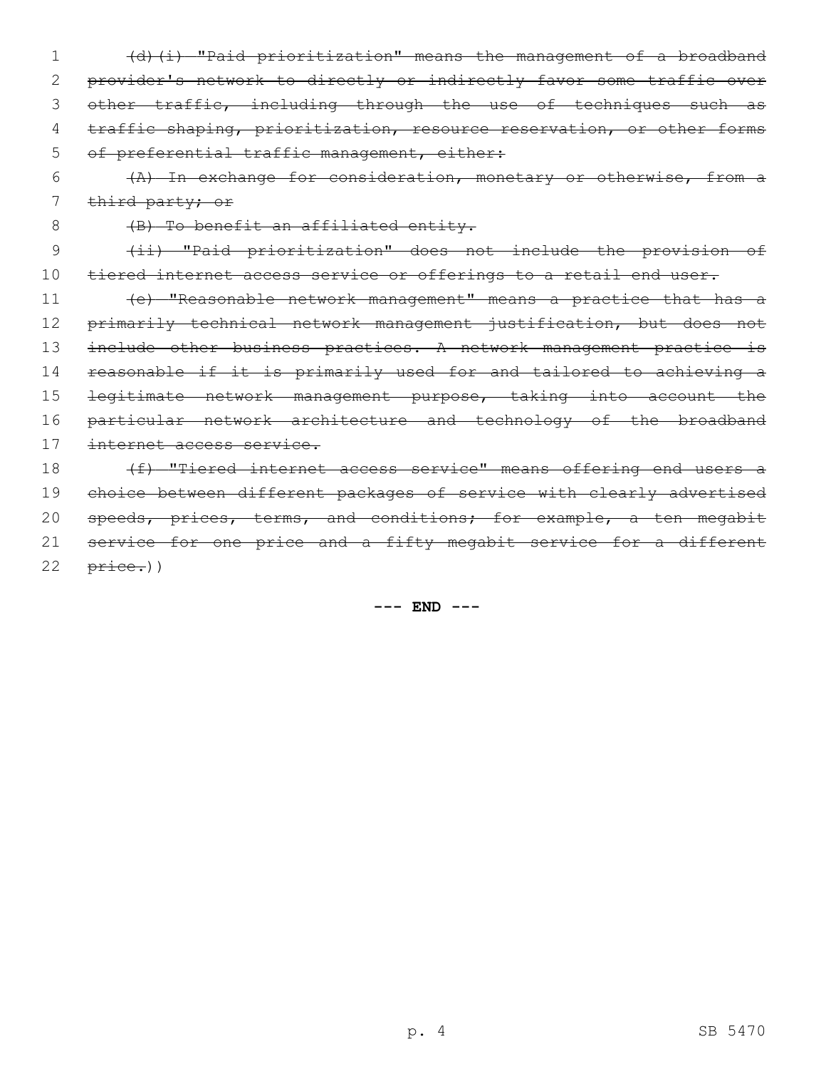(d)(i) "Paid prioritization" means the management of a broadband provider's network to directly or indirectly favor some traffic over other traffic, including through the use of techniques such as traffic shaping, prioritization, resource reservation, or other forms of preferential traffic management, either:

(A) In exchange for consideration, monetary or otherwise, from a third party; or

(B) To benefit an affiliated entity.

(ii) "Paid prioritization" does not include the provision of tiered internet access service or offerings to a retail end user.

(e) "Reasonable network management" means a practice that has a primarily technical network management justification, but does not include other business practices. A network management practice is reasonable if it is primarily used for and tailored to achieving a legitimate network management purpose, taking into account the particular network architecture and technology of the broadband internet access service.

(f) "Tiered internet access service" means offering end users a choice between different packages of service with clearly advertised speeds, prices, terms, and conditions; for example, a ten megabit service for one price and a fifty megabit service for a different price.))

**--- END ---**